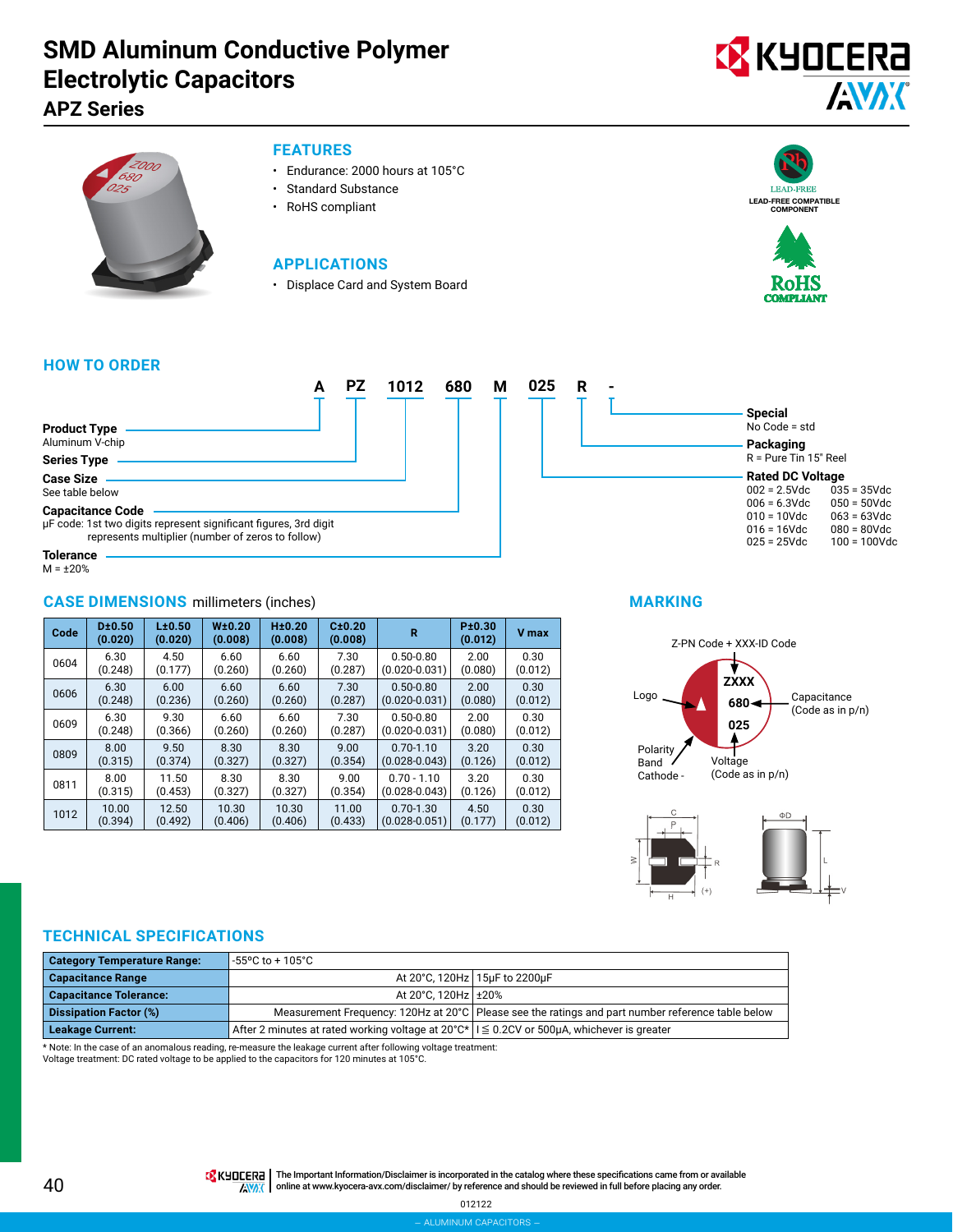# SMD Aluminum Conductive Polymer Electrolytic Capacitors

## APZ Series

### FEATURES

- Endurance: 2000 hours at 105°C
- Standard Substance
- RoHS compliant

### APPLICATIONS

- Displace Card and System Board

LEAD-FREE
LEAD-FREE COMPATIBLE COMPONENT

RoHS COMPLIANT

### HOW TO ORDER

**A PZ 1012 680 M 025 R -**

- **Product Type** (A): Aluminum V-chip
- **Series Type** (PZ)
- **Case Size** (1012): See table below
- **Capacitance Code** (680): µF code: 1st two digits represent significant figures, 3rd digit represents multiplier (number of zeros to follow)
- **Tolerance** (M): M = ±20%
- **Rated DC Voltage** (025): 002 = 2.5Vdc, 006 = 6.3Vdc, 010 = 10Vdc, 016 = 16Vdc, 025 = 25Vdc, 035 = 35Vdc, 050 = 50Vdc, 063 = 63Vdc, 080 = 80Vdc, 100 = 100Vdc
- **Packaging** (R): R = Pure Tin 15" Reel
- **Special** (-): No Code = std

### CASE DIMENSIONS millimeters (inches)

| Code | D±0.50 (0.020) | L±0.50 (0.020) | W±0.20 (0.008) | H±0.20 (0.008) | C±0.20 (0.008) | R | P±0.30 (0.012) | V max |
|---|---|---|---|---|---|---|---|---|
| 0604 | 6.30 (0.248) | 4.50 (0.177) | 6.60 (0.260) | 6.60 (0.260) | 7.30 (0.287) | 0.50-0.80 (0.020-0.031) | 2.00 (0.080) | 0.30 (0.012) |
| 0606 | 6.30 (0.248) | 6.00 (0.236) | 6.60 (0.260) | 6.60 (0.260) | 7.30 (0.287) | 0.50-0.80 (0.020-0.031) | 2.00 (0.080) | 0.30 (0.012) |
| 0609 | 6.30 (0.248) | 9.30 (0.366) | 6.60 (0.260) | 6.60 (0.260) | 7.30 (0.287) | 0.50-0.80 (0.020-0.031) | 2.00 (0.080) | 0.30 (0.012) |
| 0809 | 8.00 (0.315) | 9.50 (0.374) | 8.30 (0.327) | 8.30 (0.327) | 9.00 (0.354) | 0.70-1.10 (0.028-0.043) | 3.20 (0.126) | 0.30 (0.012) |
| 0811 | 8.00 (0.315) | 11.50 (0.453) | 8.30 (0.327) | 8.30 (0.327) | 9.00 (0.354) | 0.70 - 1.10 (0.028-0.043) | 3.20 (0.126) | 0.30 (0.012) |
| 1012 | 10.00 (0.394) | 12.50 (0.492) | 10.30 (0.406) | 10.30 (0.406) | 11.00 (0.433) | 0.70-1.30 (0.028-0.051) | 4.50 (0.177) | 0.30 (0.012) |

### MARKING

Z-PN Code + XXX-ID Code

ZXXX
680
025

- Logo
- Capacitance (Code as in p/n)
- Polarity Band Cathode -
- Voltage (Code as in p/n)

### TECHNICAL SPECIFICATIONS

| | | |
|---|---|---|
| **Category Temperature Range:** | -55°C to + 105°C | |
| **Capacitance Range** | At 20°C, 120Hz | 15µF to 2200µF |
| **Capacitance Tolerance:** | At 20°C, 120Hz | ±20% |
| **Dissipation Factor (%)** | Measurement Frequency: 120Hz at 20°C | Please see the ratings and part number reference table below |
| **Leakage Current:** | After 2 minutes at rated working voltage at 20°C* | I ≦ 0.2CV or 500µA, whichever is greater |

* Note: In the case of an anomalous reading, re-measure the leakage current after following voltage treatment:
Voltage treatment: DC rated voltage to be applied to the capacitors for 120 minutes at 105°C.

The Important Information/Disclaimer is incorporated in the catalog where these specifications came from or available online at www.kyocera-avx.com/disclaimer/ by reference and should be reviewed in full before placing any order.

012122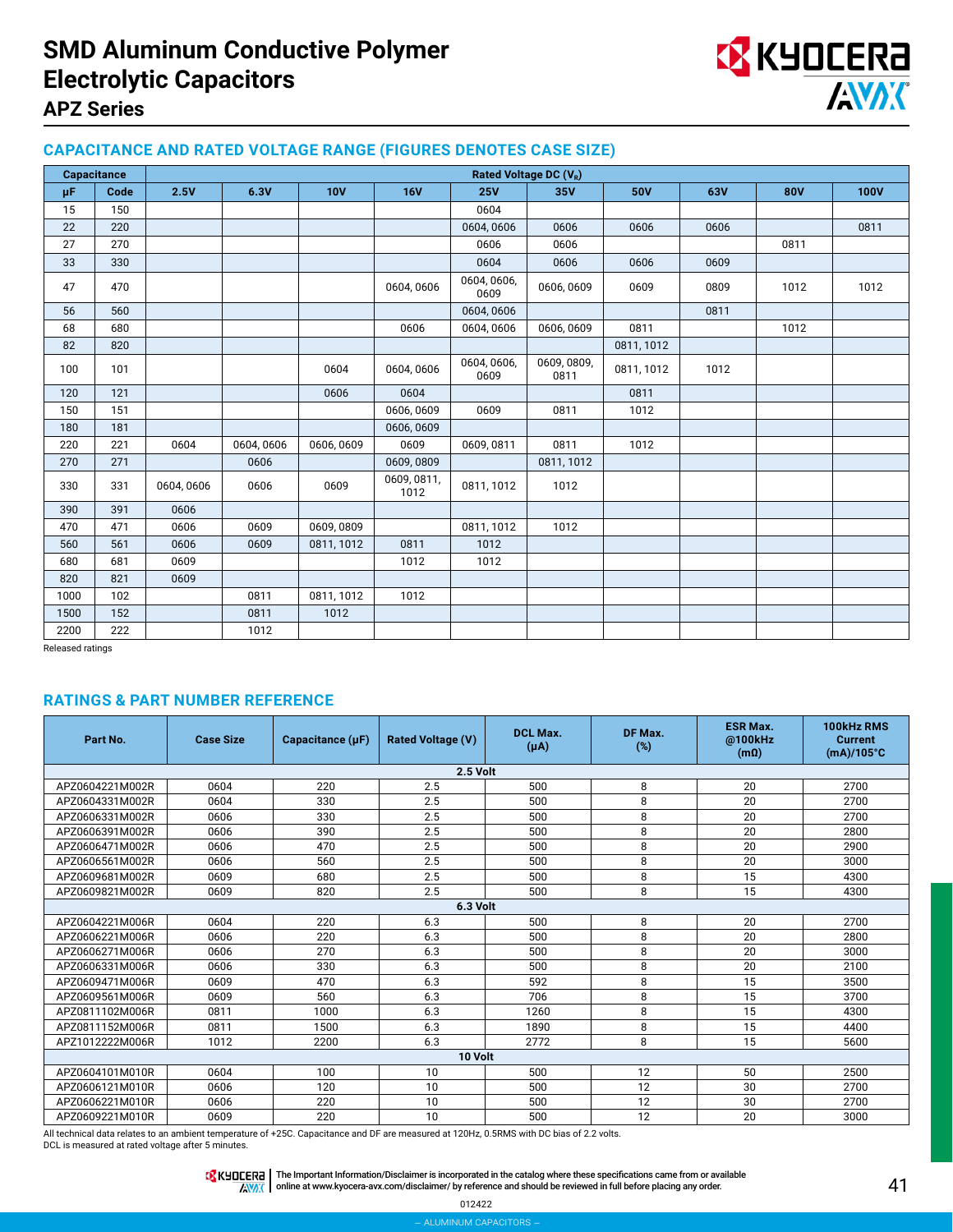# SMD Aluminum Conductive Polymer Electrolytic Capacitors

## APZ Series

### CAPACITANCE AND RATED VOLTAGE RANGE (FIGURES DENOTES CASE SIZE)

| Capacitance | | Rated Voltage DC ($V_R$) | | | | | | | | | |
|---|---|---|---|---|---|---|---|---|---|---|---|
| μF | Code | 2.5V | 6.3V | 10V | 16V | 25V | 35V | 50V | 63V | 80V | 100V |
| 15 | 150 | | | | | 0604 | | | | | |
| 22 | 220 | | | | | 0604, 0606 | 0606 | 0606 | 0606 | | 0811 |
| 27 | 270 | | | | | 0606 | 0606 | | | 0811 | |
| 33 | 330 | | | | | 0604 | 0606 | 0606 | 0609 | | |
| 47 | 470 | | | | 0604, 0606 | 0604, 0606, 0609 | 0606, 0609 | 0609 | 0809 | 1012 | 1012 |
| 56 | 560 | | | | | 0604, 0606 | | | 0811 | | |
| 68 | 680 | | | | 0606 | 0604, 0606 | 0606, 0609 | 0811 | | 1012 | |
| 82 | 820 | | | | | | | 0811, 1012 | | | |
| 100 | 101 | | | 0604 | 0604, 0606 | 0604, 0606, 0609 | 0609, 0809, 0811 | 0811, 1012 | 1012 | | |
| 120 | 121 | | | 0606 | 0604 | | | 0811 | | | |
| 150 | 151 | | | | 0606, 0609 | 0609 | 0811 | 1012 | | | |
| 180 | 181 | | | | 0606, 0609 | | | | | | |
| 220 | 221 | 0604 | 0604, 0606 | 0606, 0609 | 0609 | 0609, 0811 | 0811 | 1012 | | | |
| 270 | 271 | | 0606 | | 0609, 0809 | | 0811, 1012 | | | | |
| 330 | 331 | 0604, 0606 | 0606 | 0609 | 0609, 0811, 1012 | 0811, 1012 | 1012 | | | | |
| 390 | 391 | 0606 | | | | | | | | | |
| 470 | 471 | 0606 | 0609 | 0609, 0809 | | 0811, 1012 | 1012 | | | | |
| 560 | 561 | 0606 | 0609 | 0811, 1012 | 0811 | 1012 | | | | | |
| 680 | 681 | 0609 | | | 1012 | 1012 | | | | | |
| 820 | 821 | 0609 | | | | | | | | | |
| 1000 | 102 | | 0811 | 0811, 1012 | 1012 | | | | | | |
| 1500 | 152 | | 0811 | 1012 | | | | | | | |
| 2200 | 222 | | 1012 | | | | | | | | |

Released ratings

### RATINGS & PART NUMBER REFERENCE

| Part No. | Case Size | Capacitance (μF) | Rated Voltage (V) | DCL Max. (μA) | DF Max. (%) | ESR Max. @100kHz (mΩ) | 100kHz RMS Current (mA)/105°C |
|---|---|---|---|---|---|---|---|
| **2.5 Volt** | | | | | | | |
| APZ0604221M002R | 0604 | 220 | 2.5 | 500 | 8 | 20 | 2700 |
| APZ0604331M002R | 0604 | 330 | 2.5 | 500 | 8 | 20 | 2700 |
| APZ0606331M002R | 0606 | 330 | 2.5 | 500 | 8 | 20 | 2700 |
| APZ0606391M002R | 0606 | 390 | 2.5 | 500 | 8 | 20 | 2800 |
| APZ0606471M002R | 0606 | 470 | 2.5 | 500 | 8 | 20 | 2900 |
| APZ0606561M002R | 0606 | 560 | 2.5 | 500 | 8 | 20 | 3000 |
| APZ0609681M002R | 0609 | 680 | 2.5 | 500 | 8 | 15 | 4300 |
| APZ0609821M002R | 0609 | 820 | 2.5 | 500 | 8 | 15 | 4300 |
| **6.3 Volt** | | | | | | | |
| APZ0604221M006R | 0604 | 220 | 6.3 | 500 | 8 | 20 | 2700 |
| APZ0606221M006R | 0606 | 220 | 6.3 | 500 | 8 | 20 | 2800 |
| APZ0606271M006R | 0606 | 270 | 6.3 | 500 | 8 | 20 | 3000 |
| APZ0606331M006R | 0606 | 330 | 6.3 | 500 | 8 | 20 | 2100 |
| APZ0609471M006R | 0609 | 470 | 6.3 | 592 | 8 | 15 | 3500 |
| APZ0609561M006R | 0609 | 560 | 6.3 | 706 | 8 | 15 | 3700 |
| APZ0811102M006R | 0811 | 1000 | 6.3 | 1260 | 8 | 15 | 4300 |
| APZ0811152M006R | 0811 | 1500 | 6.3 | 1890 | 8 | 15 | 4400 |
| APZ1012222M006R | 1012 | 2200 | 6.3 | 2772 | 8 | 15 | 5600 |
| **10 Volt** | | | | | | | |
| APZ0604101M010R | 0604 | 100 | 10 | 500 | 12 | 50 | 2500 |
| APZ0606121M010R | 0606 | 120 | 10 | 500 | 12 | 30 | 2700 |
| APZ0606221M010R | 0606 | 220 | 10 | 500 | 12 | 30 | 2700 |
| APZ0609221M010R | 0609 | 220 | 10 | 500 | 12 | 20 | 3000 |

All technical data relates to an ambient temperature of +25C. Capacitance and DF are measured at 120Hz, 0.5RMS with DC bias of 2.2 volts.
DCL is measured at rated voltage after 5 minutes.

The Important Information/Disclaimer is incorporated in the catalog where these specifications came from or available online at www.kyocera-avx.com/disclaimer/ by reference and should be reviewed in full before placing any order.

012422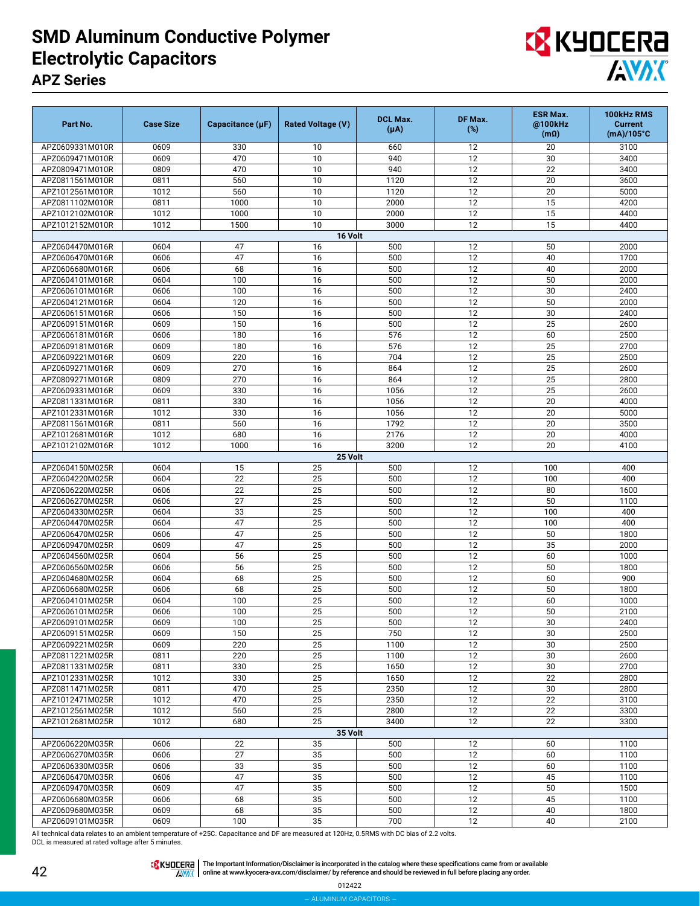# SMD Aluminum Conductive Polymer Electrolytic Capacitors

## APZ Series

| Part No. | Case Size | Capacitance (µF) | Rated Voltage (V) | DCL Max. (µA) | DF Max. (%) | ESR Max. @100kHz (mΩ) | 100kHz RMS Current (mA)/105°C |
|---|---|---|---|---|---|---|---|
| APZ0609331M010R | 0609 | 330 | 10 | 660 | 12 | 20 | 3100 |
| APZ0609471M010R | 0609 | 470 | 10 | 940 | 12 | 30 | 3400 |
| APZ0809471M010R | 0809 | 470 | 10 | 940 | 12 | 22 | 3400 |
| APZ0811561M010R | 0811 | 560 | 10 | 1120 | 12 | 20 | 3600 |
| APZ1012561M010R | 1012 | 560 | 10 | 1120 | 12 | 20 | 5000 |
| APZ0811102M010R | 0811 | 1000 | 10 | 2000 | 12 | 15 | 4200 |
| APZ1012102M010R | 1012 | 1000 | 10 | 2000 | 12 | 15 | 4400 |
| APZ1012152M010R | 1012 | 1500 | 10 | 3000 | 12 | 15 | 4400 |
| **16 Volt** | | | | | | | |
| APZ0604470M016R | 0604 | 47 | 16 | 500 | 12 | 50 | 2000 |
| APZ0606470M016R | 0606 | 47 | 16 | 500 | 12 | 40 | 1700 |
| APZ0606680M016R | 0606 | 68 | 16 | 500 | 12 | 40 | 2000 |
| APZ0604101M016R | 0604 | 100 | 16 | 500 | 12 | 50 | 2000 |
| APZ0606101M016R | 0606 | 100 | 16 | 500 | 12 | 30 | 2400 |
| APZ0604121M016R | 0604 | 120 | 16 | 500 | 12 | 50 | 2000 |
| APZ0606151M016R | 0606 | 150 | 16 | 500 | 12 | 30 | 2400 |
| APZ0609151M016R | 0609 | 150 | 16 | 500 | 12 | 25 | 2600 |
| APZ0606181M016R | 0606 | 180 | 16 | 576 | 12 | 60 | 2500 |
| APZ0609181M016R | 0609 | 180 | 16 | 576 | 12 | 25 | 2700 |
| APZ0609221M016R | 0609 | 220 | 16 | 704 | 12 | 25 | 2500 |
| APZ0609271M016R | 0609 | 270 | 16 | 864 | 12 | 25 | 2600 |
| APZ0809271M016R | 0809 | 270 | 16 | 864 | 12 | 25 | 2800 |
| APZ0609331M016R | 0609 | 330 | 16 | 1056 | 12 | 25 | 2600 |
| APZ0811331M016R | 0811 | 330 | 16 | 1056 | 12 | 20 | 4000 |
| APZ1012331M016R | 1012 | 330 | 16 | 1056 | 12 | 20 | 5000 |
| APZ0811561M016R | 0811 | 560 | 16 | 1792 | 12 | 20 | 3500 |
| APZ1012681M016R | 1012 | 680 | 16 | 2176 | 12 | 20 | 4000 |
| APZ1012102M016R | 1012 | 1000 | 16 | 3200 | 12 | 20 | 4100 |
| **25 Volt** | | | | | | | |
| APZ0604150M025R | 0604 | 15 | 25 | 500 | 12 | 100 | 400 |
| APZ0604220M025R | 0604 | 22 | 25 | 500 | 12 | 100 | 400 |
| APZ0606220M025R | 0606 | 22 | 25 | 500 | 12 | 80 | 1600 |
| APZ0606270M025R | 0606 | 27 | 25 | 500 | 12 | 50 | 1100 |
| APZ0604330M025R | 0604 | 33 | 25 | 500 | 12 | 100 | 400 |
| APZ0604470M025R | 0604 | 47 | 25 | 500 | 12 | 100 | 400 |
| APZ0606470M025R | 0606 | 47 | 25 | 500 | 12 | 50 | 1800 |
| APZ0609470M025R | 0609 | 47 | 25 | 500 | 12 | 35 | 2000 |
| APZ0604560M025R | 0604 | 56 | 25 | 500 | 12 | 60 | 1000 |
| APZ0606560M025R | 0606 | 56 | 25 | 500 | 12 | 50 | 1800 |
| APZ0604680M025R | 0604 | 68 | 25 | 500 | 12 | 60 | 900 |
| APZ0606680M025R | 0606 | 68 | 25 | 500 | 12 | 50 | 1800 |
| APZ0604101M025R | 0604 | 100 | 25 | 500 | 12 | 60 | 1000 |
| APZ0606101M025R | 0606 | 100 | 25 | 500 | 12 | 50 | 2100 |
| APZ0609101M025R | 0609 | 100 | 25 | 500 | 12 | 30 | 2400 |
| APZ0609151M025R | 0609 | 150 | 25 | 750 | 12 | 30 | 2500 |
| APZ0609221M025R | 0609 | 220 | 25 | 1100 | 12 | 30 | 2500 |
| APZ0811221M025R | 0811 | 220 | 25 | 1100 | 12 | 30 | 2600 |
| APZ0811331M025R | 0811 | 330 | 25 | 1650 | 12 | 30 | 2700 |
| APZ1012331M025R | 1012 | 330 | 25 | 1650 | 12 | 22 | 2800 |
| APZ0811471M025R | 0811 | 470 | 25 | 2350 | 12 | 30 | 2800 |
| APZ1012471M025R | 1012 | 470 | 25 | 2350 | 12 | 22 | 3100 |
| APZ1012561M025R | 1012 | 560 | 25 | 2800 | 12 | 22 | 3300 |
| APZ1012681M025R | 1012 | 680 | 25 | 3400 | 12 | 22 | 3300 |
| **35 Volt** | | | | | | | |
| APZ0606220M035R | 0606 | 22 | 35 | 500 | 12 | 60 | 1100 |
| APZ0606270M035R | 0606 | 27 | 35 | 500 | 12 | 60 | 1100 |
| APZ0606330M035R | 0606 | 33 | 35 | 500 | 12 | 60 | 1100 |
| APZ0606470M035R | 0606 | 47 | 35 | 500 | 12 | 45 | 1100 |
| APZ0609470M035R | 0609 | 47 | 35 | 500 | 12 | 50 | 1500 |
| APZ0606680M035R | 0606 | 68 | 35 | 500 | 12 | 45 | 1100 |
| APZ0609680M035R | 0609 | 68 | 35 | 500 | 12 | 40 | 1800 |
| APZ0609101M035R | 0609 | 100 | 35 | 700 | 12 | 40 | 2100 |

All technical data relates to an ambient temperature of +25C. Capacitance and DF are measured at 120Hz, 0.5RMS with DC bias of 2.2 volts.
DCL is measured at rated voltage after 5 minutes.

The Important Information/Disclaimer is incorporated in the catalog where these specifications came from or available online at www.kyocera-avx.com/disclaimer/ by reference and should be reviewed in full before placing any order.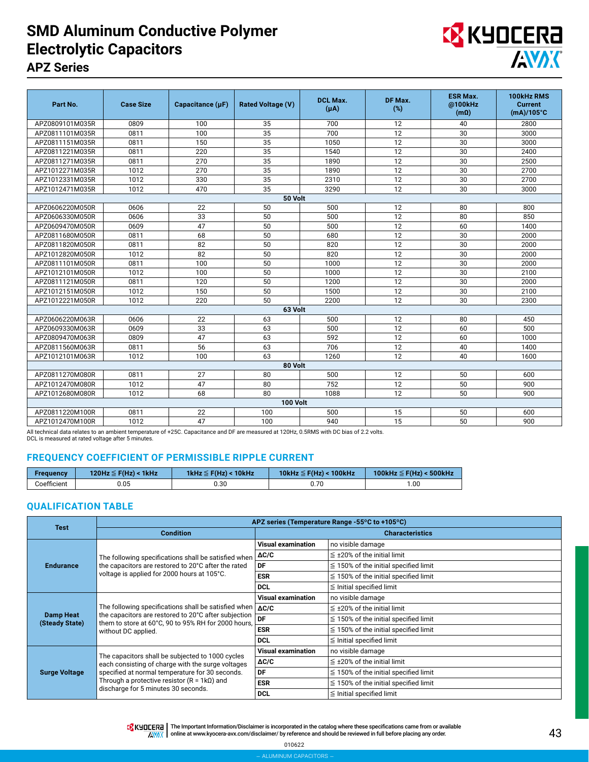# SMD Aluminum Conductive Polymer Electrolytic Capacitors

## APZ Series

| Part No. | Case Size | Capacitance (µF) | Rated Voltage (V) | DCL Max. (µA) | DF Max. (%) | ESR Max. @100kHz (mΩ) | 100kHz RMS Current (mA)/105°C |
|---|---|---|---|---|---|---|---|
| APZ0809101M035R | 0809 | 100 | 35 | 700 | 12 | 40 | 2800 |
| APZ0811101M035R | 0811 | 100 | 35 | 700 | 12 | 30 | 3000 |
| APZ0811151M035R | 0811 | 150 | 35 | 1050 | 12 | 30 | 3000 |
| APZ0811221M035R | 0811 | 220 | 35 | 1540 | 12 | 30 | 2400 |
| APZ0811271M035R | 0811 | 270 | 35 | 1890 | 12 | 30 | 2500 |
| APZ1012271M035R | 1012 | 270 | 35 | 1890 | 12 | 30 | 2700 |
| APZ1012331M035R | 1012 | 330 | 35 | 2310 | 12 | 30 | 2700 |
| APZ1012471M035R | 1012 | 470 | 35 | 3290 | 12 | 30 | 3000 |
| **50 Volt** | | | | | | | |
| APZ0606220M050R | 0606 | 22 | 50 | 500 | 12 | 80 | 800 |
| APZ0606330M050R | 0606 | 33 | 50 | 500 | 12 | 80 | 850 |
| APZ0609470M050R | 0609 | 47 | 50 | 500 | 12 | 60 | 1400 |
| APZ0811680M050R | 0811 | 68 | 50 | 680 | 12 | 30 | 2000 |
| APZ0811820M050R | 0811 | 82 | 50 | 820 | 12 | 30 | 2000 |
| APZ1012820M050R | 1012 | 82 | 50 | 820 | 12 | 30 | 2000 |
| APZ0811101M050R | 0811 | 100 | 50 | 1000 | 12 | 30 | 2000 |
| APZ1012101M050R | 1012 | 100 | 50 | 1000 | 12 | 30 | 2100 |
| APZ0811121M050R | 0811 | 120 | 50 | 1200 | 12 | 30 | 2000 |
| APZ1012151M050R | 1012 | 150 | 50 | 1500 | 12 | 30 | 2100 |
| APZ1012221M050R | 1012 | 220 | 50 | 2200 | 12 | 30 | 2300 |
| **63 Volt** | | | | | | | |
| APZ0606220M063R | 0606 | 22 | 63 | 500 | 12 | 80 | 450 |
| APZ0609330M063R | 0609 | 33 | 63 | 500 | 12 | 60 | 500 |
| APZ0809470M063R | 0809 | 47 | 63 | 592 | 12 | 60 | 1000 |
| APZ0811560M063R | 0811 | 56 | 63 | 706 | 12 | 40 | 1400 |
| APZ1012101M063R | 1012 | 100 | 63 | 1260 | 12 | 40 | 1600 |
| **80 Volt** | | | | | | | |
| APZ0811270M080R | 0811 | 27 | 80 | 500 | 12 | 50 | 600 |
| APZ1012470M080R | 1012 | 47 | 80 | 752 | 12 | 50 | 900 |
| APZ1012680M080R | 1012 | 68 | 80 | 1088 | 12 | 50 | 900 |
| **100 Volt** | | | | | | | |
| APZ0811220M100R | 0811 | 22 | 100 | 500 | 15 | 50 | 600 |
| APZ1012470M100R | 1012 | 47 | 100 | 940 | 15 | 50 | 900 |

All technical data relates to an ambient temperature of +25C. Capacitance and DF are measured at 120Hz, 0.5RMS with DC bias of 2.2 volts.
DCL is measured at rated voltage after 5 minutes.

## FREQUENCY COEFFICIENT OF PERMISSIBLE RIPPLE CURRENT

| Frequency | 120Hz ≦ F(Hz) < 1kHz | 1kHz ≦ F(Hz) < 10kHz | 10kHz ≦ F(Hz) < 100kHz | 100kHz ≦ F(Hz) < 500kHz |
|---|---|---|---|---|
| Coefficient | 0.05 | 0.30 | 0.70 | 1.00 |

## QUALIFICATION TABLE

| Test | APZ series (Temperature Range -55°C to +105°C) | | |
|---|---|---|---|
| | Condition | Characteristics | |
| Endurance | The following specifications shall be satisfied when the capacitors are restored to 20°C after the rated voltage is applied for 2000 hours at 105°C. | Visual examination | no visible damage |
| | | ΔC/C | ≦ ±20% of the initial limit |
| | | DF | ≦ 150% of the initial specified limit |
| | | ESR | ≦ 150% of the initial specified limit |
| | | DCL | ≦ Initial specified limit |
| Damp Heat (Steady State) | The following specifications shall be satisfied when the capacitors are restored to 20°C after subjection them to store at 60°C, 90 to 95% RH for 2000 hours, without DC applied. | Visual examination | no visible damage |
| | | ΔC/C | ≦ ±20% of the initial limit |
| | | DF | ≦ 150% of the initial specified limit |
| | | ESR | ≦ 150% of the initial specified limit |
| | | DCL | ≦ Initial specified limit |
| Surge Voltage | The capacitors shall be subjected to 1000 cycles each consisting of charge with the surge voltages specified at normal temperature for 30 seconds. Through a protective resistor (R = 1kΩ) and discharge for 5 minutes 30 seconds. | Visual examination | no visible damage |
| | | ΔC/C | ≦ ±20% of the initial limit |
| | | DF | ≦ 150% of the initial specified limit |
| | | ESR | ≦ 150% of the initial specified limit |
| | | DCL | ≦ Initial specified limit |

The Important Information/Disclaimer is incorporated in the catalog where these specifications came from or available online at www.kyocera-avx.com/disclaimer/ by reference and should be reviewed in full before placing any order.

010622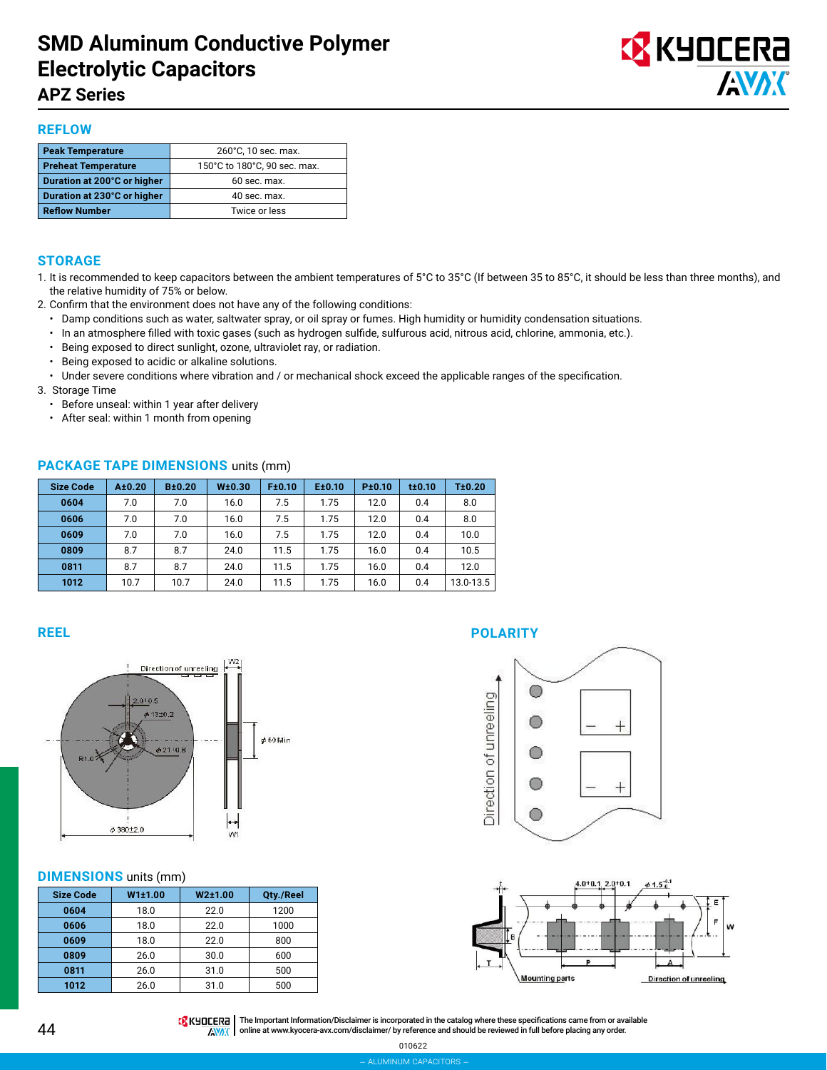# SMD Aluminum Conductive Polymer Electrolytic Capacitors

## APZ Series

### REFLOW

| | |
|---|---|
| **Peak Temperature** | 260°C, 10 sec. max. |
| **Preheat Temperature** | 150°C to 180°C, 90 sec. max. |
| **Duration at 200°C or higher** | 60 sec. max. |
| **Duration at 230°C or higher** | 40 sec. max. |
| **Reflow Number** | Twice or less |

### STORAGE

1. It is recommended to keep capacitors between the ambient temperatures of 5°C to 35°C (If between 35 to 85°C, it should be less than three months), and the relative humidity of 75% or below.
2. Confirm that the environment does not have any of the following conditions:
   - Damp conditions such as water, saltwater spray, or oil spray or fumes. High humidity or humidity condensation situations.
   - In an atmosphere filled with toxic gases (such as hydrogen sulfide, sulfurous acid, nitrous acid, chlorine, ammonia, etc.).
   - Being exposed to direct sunlight, ozone, ultraviolet ray, or radiation.
   - Being exposed to acidic or alkaline solutions.
   - Under severe conditions where vibration and / or mechanical shock exceed the applicable ranges of the specification.
3. Storage Time
   - Before unseal: within 1 year after delivery
   - After seal: within 1 month from opening

### PACKAGE TAPE DIMENSIONS units (mm)

| Size Code | A±0.20 | B±0.20 | W±0.30 | F±0.10 | E±0.10 | P±0.10 | t±0.10 | T±0.20 |
|---|---|---|---|---|---|---|---|---|
| 0604 | 7.0 | 7.0 | 16.0 | 7.5 | 1.75 | 12.0 | 0.4 | 8.0 |
| 0606 | 7.0 | 7.0 | 16.0 | 7.5 | 1.75 | 12.0 | 0.4 | 8.0 |
| 0609 | 7.0 | 7.0 | 16.0 | 7.5 | 1.75 | 12.0 | 0.4 | 10.0 |
| 0809 | 8.7 | 8.7 | 24.0 | 11.5 | 1.75 | 16.0 | 0.4 | 10.5 |
| 0811 | 8.7 | 8.7 | 24.0 | 11.5 | 1.75 | 16.0 | 0.4 | 12.0 |
| 1012 | 10.7 | 10.7 | 24.0 | 11.5 | 1.75 | 16.0 | 0.4 | 13.0-13.5 |

### REEL

Direction of unreeling
W2
2.0±0.5
ϕ 13±0.2
ϕ 21±0.8
R1.0
ϕ 60 Min
ϕ 380±2.0
W1

### POLARITY

Direction of unreeling

4.0±0.1 2.0±0.1 ϕ 1.5
E
F
W
B
T
P
A
Mounting parts
Direction of unreeling

### DIMENSIONS units (mm)

| Size Code | W1±1.00 | W2±1.00 | Qty./Reel |
|---|---|---|---|
| 0604 | 18.0 | 22.0 | 1200 |
| 0606 | 18.0 | 22.0 | 1000 |
| 0609 | 18.0 | 22.0 | 800 |
| 0809 | 26.0 | 30.0 | 600 |
| 0811 | 26.0 | 31.0 | 500 |
| 1012 | 26.0 | 31.0 | 500 |

The Important Information/Disclaimer is incorporated in the catalog where these specifications came from or available online at www.kyocera-avx.com/disclaimer/ by reference and should be reviewed in full before placing any order.

010622